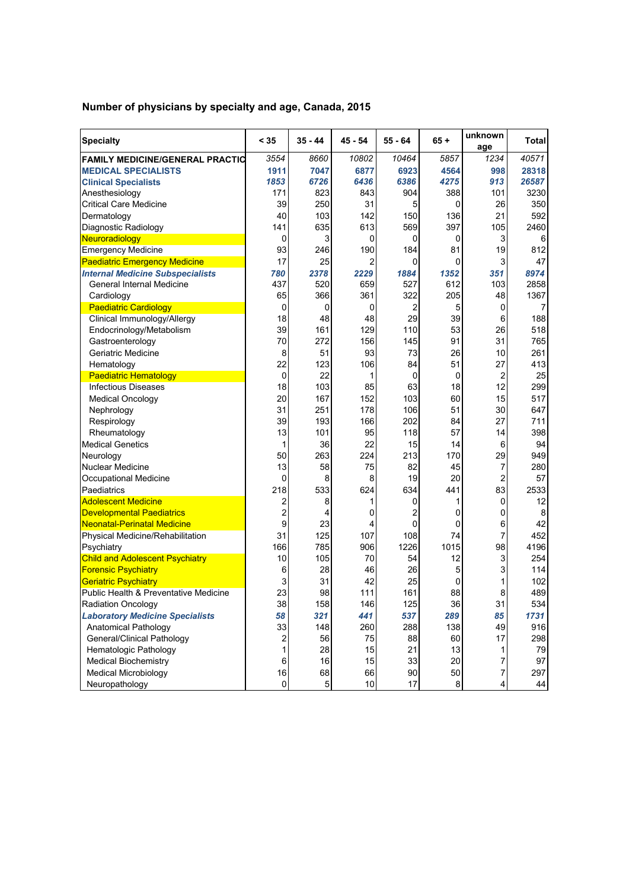## Number of physicians by specialty and age, Canada, 2015

| Specialty | < 35 | 35 - 44 | 45 - 54 | 55 - 64 | 65 + | unknown age | Total |
|---|---|---|---|---|---|---|---|
| **FAMILY MEDICINE/GENERAL PRACTIC** | *3554* | *8660* | *10802* | *10464* | *5857* | *1234* | *40571* |
| **MEDICAL SPECIALISTS** | **1911** | **7047** | **6877** | **6923** | **4564** | **998** | **28318** |
| ***Clinical Specialists*** | ***1853*** | ***6726*** | ***6436*** | ***6386*** | ***4275*** | ***913*** | ***26587*** |
| Anesthesiology | 171 | 823 | 843 | 904 | 388 | 101 | 3230 |
| Critical Care Medicine | 39 | 250 | 31 | 5 | 0 | 26 | 350 |
| Dermatology | 40 | 103 | 142 | 150 | 136 | 21 | 592 |
| Diagnostic Radiology | 141 | 635 | 613 | 569 | 397 | 105 | 2460 |
| Neuroradiology | 0 | 3 | 0 | 0 | 0 | 3 | 6 |
| Emergency Medicine | 93 | 246 | 190 | 184 | 81 | 19 | 812 |
| Paediatric Emergency Medicine | 17 | 25 | 2 | 0 | 0 | 3 | 47 |
| ***Internal Medicine Subspecialists*** | ***780*** | ***2378*** | ***2229*** | ***1884*** | ***1352*** | ***351*** | ***8974*** |
| General Internal Medicine | 437 | 520 | 659 | 527 | 612 | 103 | 2858 |
| Cardiology | 65 | 366 | 361 | 322 | 205 | 48 | 1367 |
| Paediatric Cardiology | 0 | 0 | 0 | 2 | 5 | 0 | 7 |
| Clinical Immunology/Allergy | 18 | 48 | 48 | 29 | 39 | 6 | 188 |
| Endocrinology/Metabolism | 39 | 161 | 129 | 110 | 53 | 26 | 518 |
| Gastroenterology | 70 | 272 | 156 | 145 | 91 | 31 | 765 |
| Geriatric Medicine | 8 | 51 | 93 | 73 | 26 | 10 | 261 |
| Hematology | 22 | 123 | 106 | 84 | 51 | 27 | 413 |
| Paediatric Hematology | 0 | 22 | 1 | 0 | 0 | 2 | 25 |
| Infectious Diseases | 18 | 103 | 85 | 63 | 18 | 12 | 299 |
| Medical Oncology | 20 | 167 | 152 | 103 | 60 | 15 | 517 |
| Nephrology | 31 | 251 | 178 | 106 | 51 | 30 | 647 |
| Respirology | 39 | 193 | 166 | 202 | 84 | 27 | 711 |
| Rheumatology | 13 | 101 | 95 | 118 | 57 | 14 | 398 |
| Medical Genetics | 1 | 36 | 22 | 15 | 14 | 6 | 94 |
| Neurology | 50 | 263 | 224 | 213 | 170 | 29 | 949 |
| Nuclear Medicine | 13 | 58 | 75 | 82 | 45 | 7 | 280 |
| Occupational Medicine | 0 | 8 | 8 | 19 | 20 | 2 | 57 |
| Paediatrics | 218 | 533 | 624 | 634 | 441 | 83 | 2533 |
| Adolescent Medicine | 2 | 8 | 1 | 0 | 1 | 0 | 12 |
| Developmental Paediatrics | 2 | 4 | 0 | 2 | 0 | 0 | 8 |
| Neonatal-Perinatal Medicine | 9 | 23 | 4 | 0 | 0 | 6 | 42 |
| Physical Medicine/Rehabilitation | 31 | 125 | 107 | 108 | 74 | 7 | 452 |
| Psychiatry | 166 | 785 | 906 | 1226 | 1015 | 98 | 4196 |
| Child and Adolescent Psychiatry | 10 | 105 | 70 | 54 | 12 | 3 | 254 |
| Forensic Psychiatry | 6 | 28 | 46 | 26 | 5 | 3 | 114 |
| Geriatric Psychiatry | 3 | 31 | 42 | 25 | 0 | 1 | 102 |
| Public Health & Preventative Medicine | 23 | 98 | 111 | 161 | 88 | 8 | 489 |
| Radiation Oncology | 38 | 158 | 146 | 125 | 36 | 31 | 534 |
| ***Laboratory Medicine Specialists*** | ***58*** | ***321*** | ***441*** | ***537*** | ***289*** | ***85*** | ***1731*** |
| Anatomical Pathology | 33 | 148 | 260 | 288 | 138 | 49 | 916 |
| General/Clinical Pathology | 2 | 56 | 75 | 88 | 60 | 17 | 298 |
| Hematologic Pathology | 1 | 28 | 15 | 21 | 13 | 1 | 79 |
| Medical Biochemistry | 6 | 16 | 15 | 33 | 20 | 7 | 97 |
| Medical Microbiology | 16 | 68 | 66 | 90 | 50 | 7 | 297 |
| Neuropathology | 0 | 5 | 10 | 17 | 8 | 4 | 44 |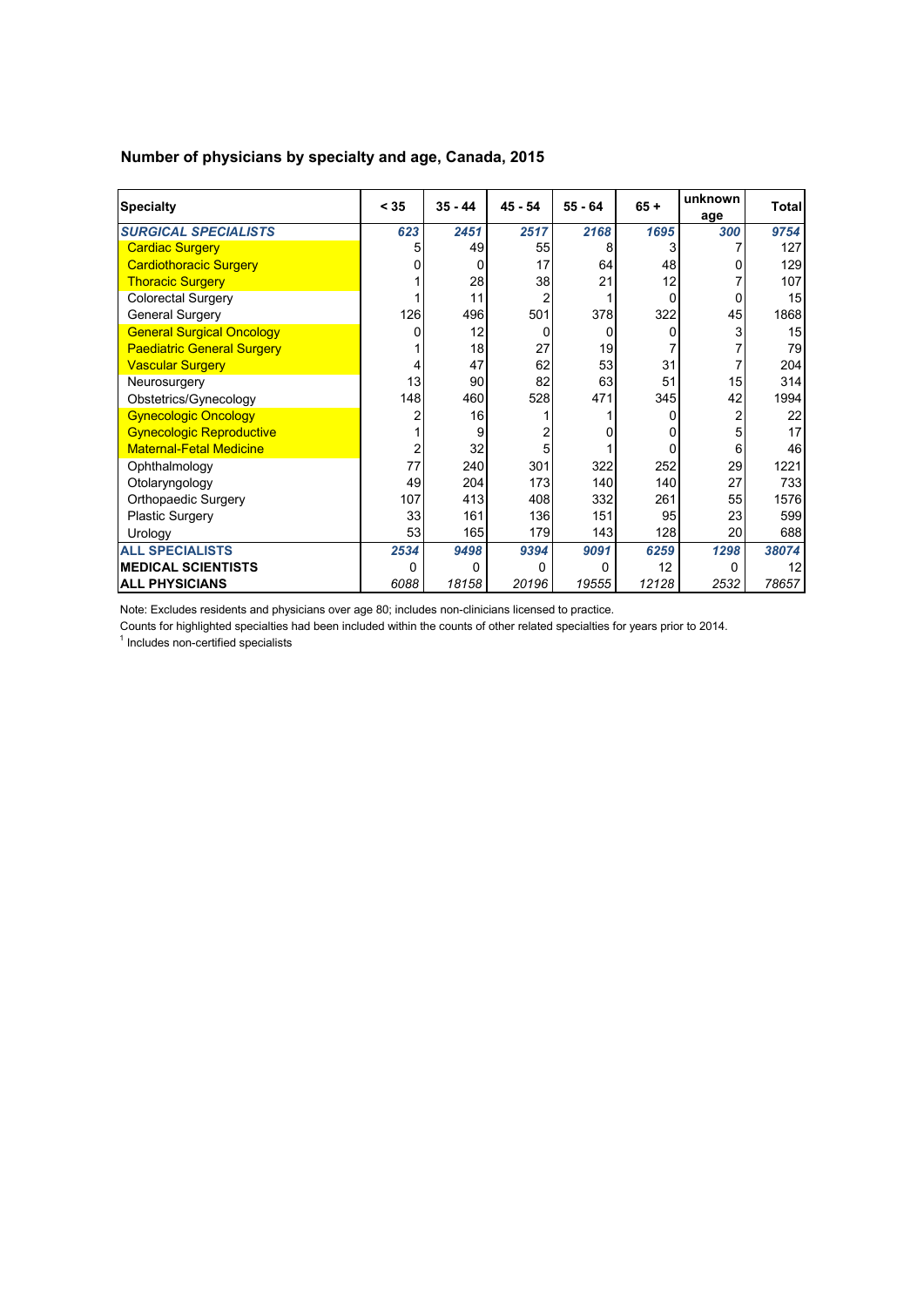## Number of physicians by specialty and age, Canada, 2015

| Specialty | < 35 | 35 - 44 | 45 - 54 | 55 - 64 | 65 + | unknown age | Total |
|---|---|---|---|---|---|---|---|
| ***SURGICAL SPECIALISTS*** | ***623*** | ***2451*** | ***2517*** | ***2168*** | ***1695*** | ***300*** | ***9754*** |
| Cardiac Surgery | 5 | 49 | 55 | 8 | 3 | 7 | 127 |
| Cardiothoracic Surgery | 0 | 0 | 17 | 64 | 48 | 0 | 129 |
| Thoracic Surgery | 1 | 28 | 38 | 21 | 12 | 7 | 107 |
| Colorectal Surgery | 1 | 11 | 2 | 1 | 0 | 0 | 15 |
| General Surgery | 126 | 496 | 501 | 378 | 322 | 45 | 1868 |
| General Surgical Oncology | 0 | 12 | 0 | 0 | 0 | 3 | 15 |
| Paediatric General Surgery | 1 | 18 | 27 | 19 | 7 | 7 | 79 |
| Vascular Surgery | 4 | 47 | 62 | 53 | 31 | 7 | 204 |
| Neurosurgery | 13 | 90 | 82 | 63 | 51 | 15 | 314 |
| Obstetrics/Gynecology | 148 | 460 | 528 | 471 | 345 | 42 | 1994 |
| Gynecologic Oncology | 2 | 16 | 1 | 1 | 0 | 2 | 22 |
| Gynecologic Reproductive | 1 | 9 | 2 | 0 | 0 | 5 | 17 |
| Maternal-Fetal Medicine | 2 | 32 | 5 | 1 | 0 | 6 | 46 |
| Ophthalmology | 77 | 240 | 301 | 322 | 252 | 29 | 1221 |
| Otolaryngology | 49 | 204 | 173 | 140 | 140 | 27 | 733 |
| Orthopaedic Surgery | 107 | 413 | 408 | 332 | 261 | 55 | 1576 |
| Plastic Surgery | 33 | 161 | 136 | 151 | 95 | 23 | 599 |
| Urology | 53 | 165 | 179 | 143 | 128 | 20 | 688 |
| **ALL SPECIALISTS** | ***2534*** | ***9498*** | ***9394*** | ***9091*** | ***6259*** | ***1298*** | ***38074*** |
| **MEDICAL SCIENTISTS** | 0 | 0 | 0 | 0 | 12 | 0 | 12 |
| **ALL PHYSICIANS** | *6088* | *18158* | *20196* | *19555* | *12128* | *2532* | *78657* |

Note: Excludes residents and physicians over age 80; includes non-clinicians licensed to practice.

Counts for highlighted specialties had been included within the counts of other related specialties for years prior to 2014.

[1] Includes non-certified specialists